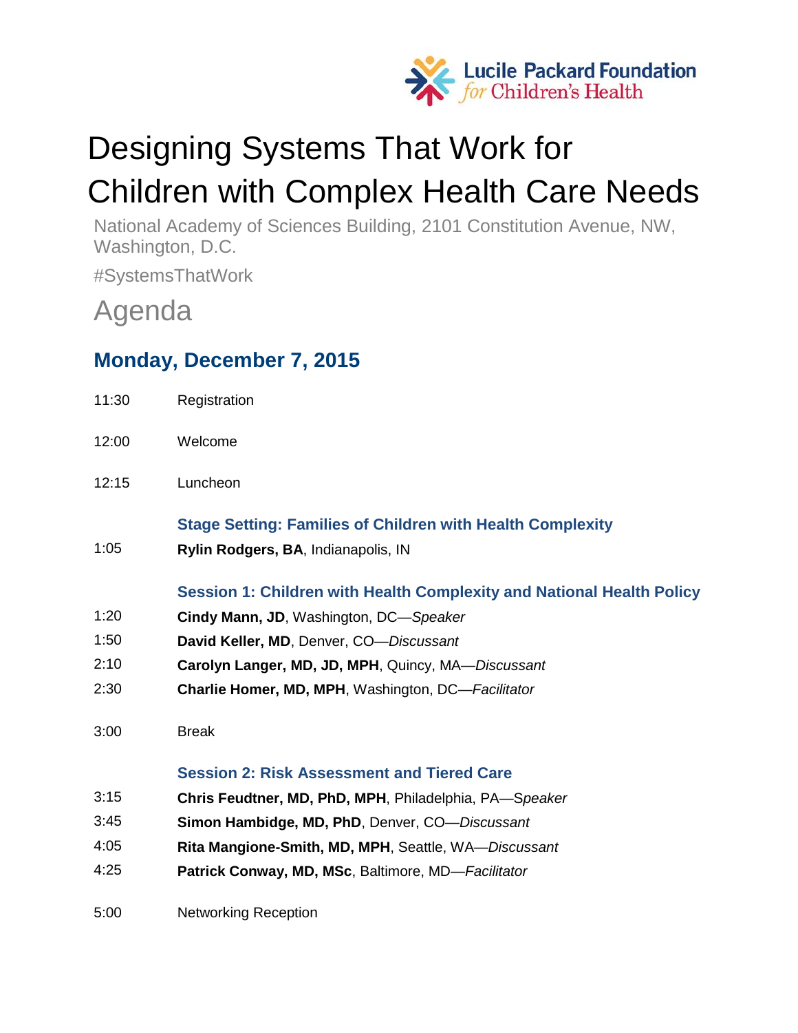Lucile Packard Foundation *for* Children's Health

# Designing Systems That Work for Children with Complex Health Care Needs

National Academy of Sciences Building, 2101 Constitution Avenue, NW, Washington, D.C.

#SystemsThatWork

## Agenda

### Monday, December 7, 2015

11:30 Registration

12:00 Welcome

12:15 Luncheon

**Stage Setting: Families of Children with Health Complexity**

1:05 **Rylin Rodgers, BA**, Indianapolis, IN

**Session 1: Children with Health Complexity and National Health Policy**

1:20 **Cindy Mann, JD**, Washington, DC—*Speaker*

1:50 **David Keller, MD**, Denver, CO—*Discussant*

2:10 **Carolyn Langer, MD, JD, MPH**, Quincy, MA—*Discussant*

2:30 **Charlie Homer, MD, MPH**, Washington, DC—*Facilitator*

3:00 Break

**Session 2: Risk Assessment and Tiered Care**

3:15 **Chris Feudtner, MD, PhD, MPH**, Philadelphia, PA—*Speaker*

3:45 **Simon Hambidge, MD, PhD**, Denver, CO—*Discussant*

4:05 **Rita Mangione-Smith, MD, MPH**, Seattle, WA—*Discussant*

4:25 **Patrick Conway, MD, MSc**, Baltimore, MD—*Facilitator*

5:00 Networking Reception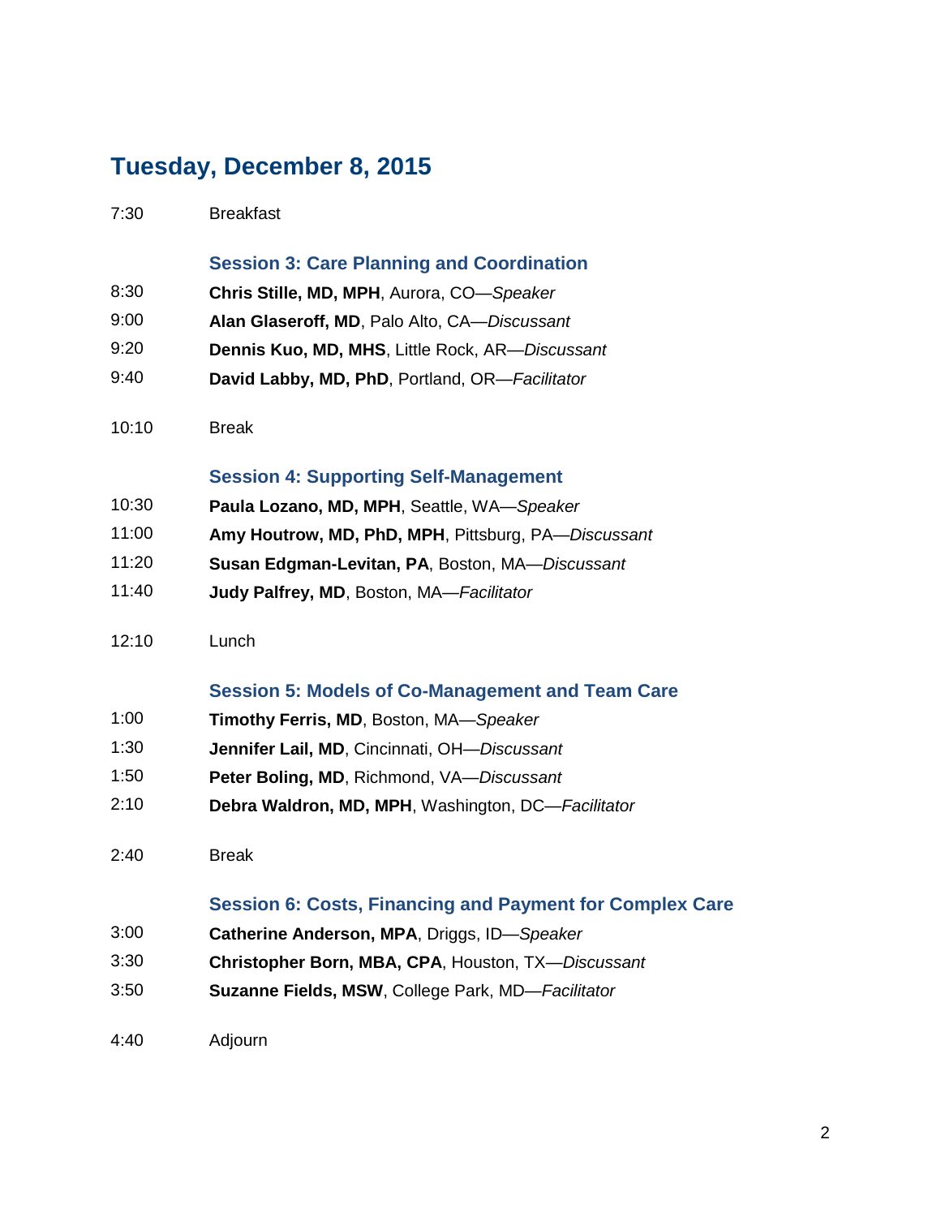## Tuesday, December 8, 2015

7:30 Breakfast

### Session 3: Care Planning and Coordination

8:30 **Chris Stille, MD, MPH**, Aurora, CO—*Speaker*

9:00 **Alan Glaseroff, MD**, Palo Alto, CA—*Discussant*

9:20 **Dennis Kuo, MD, MHS**, Little Rock, AR—*Discussant*

9:40 **David Labby, MD, PhD**, Portland, OR—*Facilitator*

10:10 Break

### Session 4: Supporting Self-Management

10:30 **Paula Lozano, MD, MPH**, Seattle, WA—*Speaker*

11:00 **Amy Houtrow, MD, PhD, MPH**, Pittsburg, PA—*Discussant*

11:20 **Susan Edgman-Levitan, PA**, Boston, MA—*Discussant*

11:40 **Judy Palfrey, MD**, Boston, MA—*Facilitator*

12:10 Lunch

### Session 5: Models of Co-Management and Team Care

1:00 **Timothy Ferris, MD**, Boston, MA—*Speaker*

1:30 **Jennifer Lail, MD**, Cincinnati, OH—*Discussant*

1:50 **Peter Boling, MD**, Richmond, VA—*Discussant*

2:10 **Debra Waldron, MD, MPH**, Washington, DC—*Facilitator*

2:40 Break

### Session 6: Costs, Financing and Payment for Complex Care

3:00 **Catherine Anderson, MPA**, Driggs, ID—*Speaker*

3:30 **Christopher Born, MBA, CPA**, Houston, TX—*Discussant*

3:50 **Suzanne Fields, MSW**, College Park, MD—*Facilitator*

4:40 Adjourn